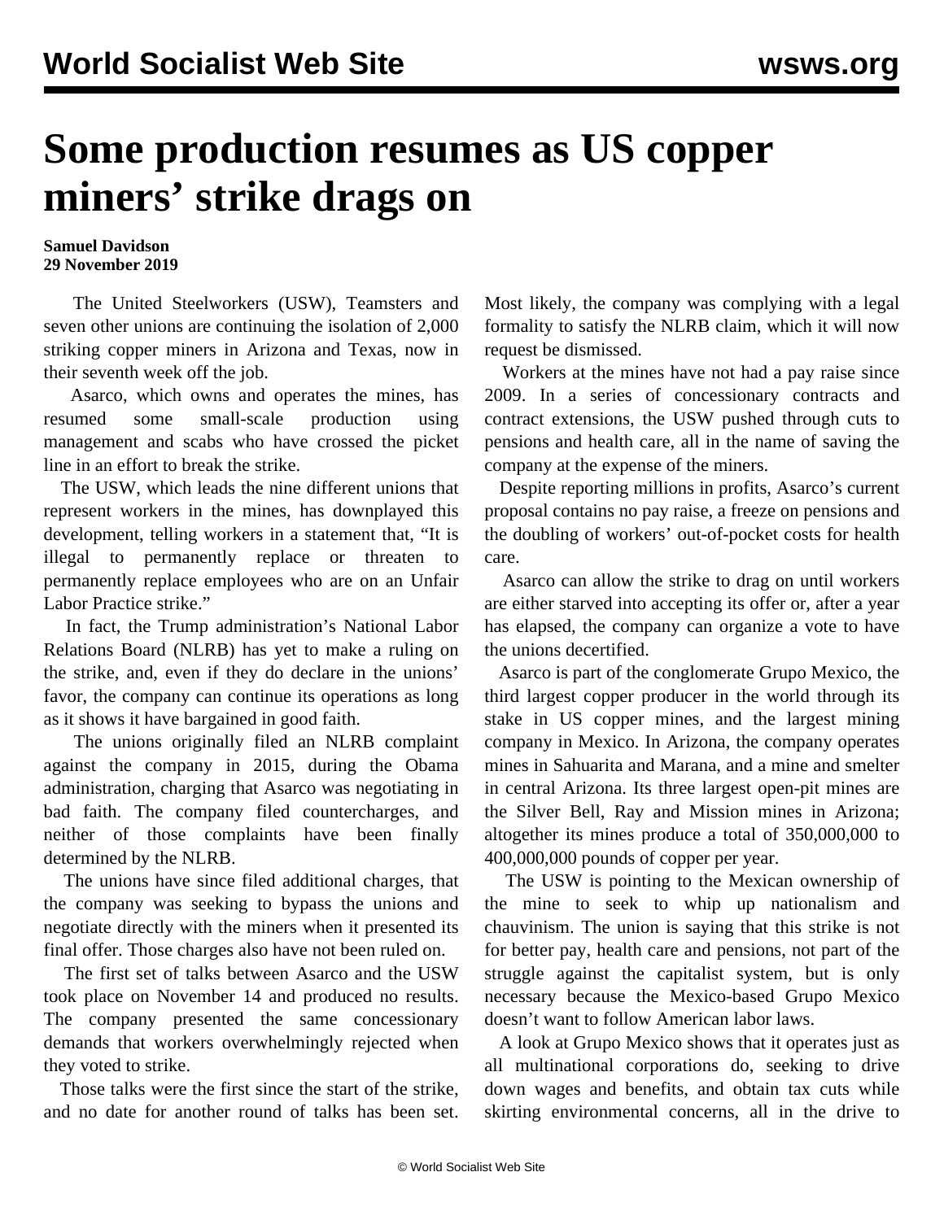# Some production resumes as US copper miners' strike drags on

**Samuel Davidson**
**29 November 2019**

The United Steelworkers (USW), Teamsters and seven other unions are continuing the isolation of 2,000 striking copper miners in Arizona and Texas, now in their seventh week off the job.

Asarco, which owns and operates the mines, has resumed some small-scale production using management and scabs who have crossed the picket line in an effort to break the strike.

The USW, which leads the nine different unions that represent workers in the mines, has downplayed this development, telling workers in a statement that, "It is illegal to permanently replace or threaten to permanently replace employees who are on an Unfair Labor Practice strike."

In fact, the Trump administration's National Labor Relations Board (NLRB) has yet to make a ruling on the strike, and, even if they do declare in the unions' favor, the company can continue its operations as long as it shows it have bargained in good faith.

The unions originally filed an NLRB complaint against the company in 2015, during the Obama administration, charging that Asarco was negotiating in bad faith. The company filed countercharges, and neither of those complaints have been finally determined by the NLRB.

The unions have since filed additional charges, that the company was seeking to bypass the unions and negotiate directly with the miners when it presented its final offer. Those charges also have not been ruled on.

The first set of talks between Asarco and the USW took place on November 14 and produced no results. The company presented the same concessionary demands that workers overwhelmingly rejected when they voted to strike.

Those talks were the first since the start of the strike, and no date for another round of talks has been set. Most likely, the company was complying with a legal formality to satisfy the NLRB claim, which it will now request be dismissed.

Workers at the mines have not had a pay raise since 2009. In a series of concessionary contracts and contract extensions, the USW pushed through cuts to pensions and health care, all in the name of saving the company at the expense of the miners.

Despite reporting millions in profits, Asarco's current proposal contains no pay raise, a freeze on pensions and the doubling of workers' out-of-pocket costs for health care.

Asarco can allow the strike to drag on until workers are either starved into accepting its offer or, after a year has elapsed, the company can organize a vote to have the unions decertified.

Asarco is part of the conglomerate Grupo Mexico, the third largest copper producer in the world through its stake in US copper mines, and the largest mining company in Mexico. In Arizona, the company operates mines in Sahuarita and Marana, and a mine and smelter in central Arizona. Its three largest open-pit mines are the Silver Bell, Ray and Mission mines in Arizona; altogether its mines produce a total of 350,000,000 to 400,000,000 pounds of copper per year.

The USW is pointing to the Mexican ownership of the mine to seek to whip up nationalism and chauvinism. The union is saying that this strike is not for better pay, health care and pensions, not part of the struggle against the capitalist system, but is only necessary because the Mexico-based Grupo Mexico doesn't want to follow American labor laws.

A look at Grupo Mexico shows that it operates just as all multinational corporations do, seeking to drive down wages and benefits, and obtain tax cuts while skirting environmental concerns, all in the drive to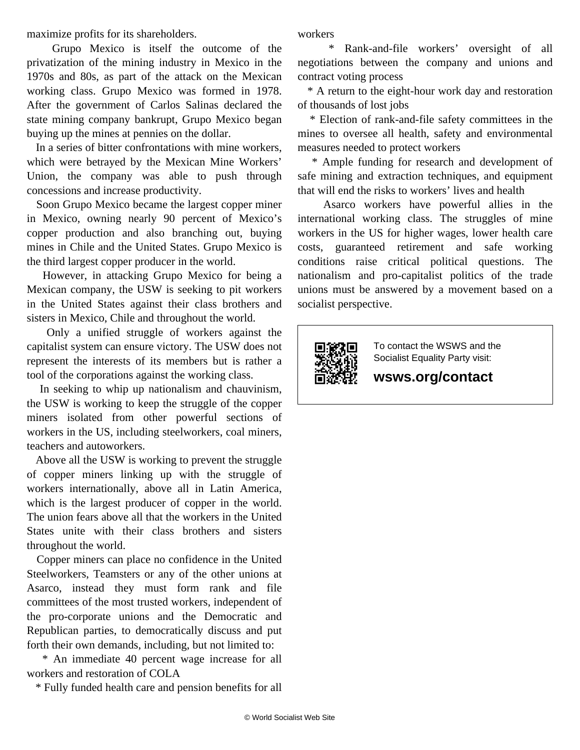maximize profits for its shareholders.

Grupo Mexico is itself the outcome of the privatization of the mining industry in Mexico in the 1970s and 80s, as part of the attack on the Mexican working class. Grupo Mexico was formed in 1978. After the government of Carlos Salinas declared the state mining company bankrupt, Grupo Mexico began buying up the mines at pennies on the dollar.

In a series of bitter confrontations with mine workers, which were betrayed by the Mexican Mine Workers' Union, the company was able to push through concessions and increase productivity.

Soon Grupo Mexico became the largest copper miner in Mexico, owning nearly 90 percent of Mexico's copper production and also branching out, buying mines in Chile and the United States. Grupo Mexico is the third largest copper producer in the world.

However, in attacking Grupo Mexico for being a Mexican company, the USW is seeking to pit workers in the United States against their class brothers and sisters in Mexico, Chile and throughout the world.

Only a unified struggle of workers against the capitalist system can ensure victory. The USW does not represent the interests of its members but is rather a tool of the corporations against the working class.

In seeking to whip up nationalism and chauvinism, the USW is working to keep the struggle of the copper miners isolated from other powerful sections of workers in the US, including steelworkers, coal miners, teachers and autoworkers.

Above all the USW is working to prevent the struggle of copper miners linking up with the struggle of workers internationally, above all in Latin America, which is the largest producer of copper in the world. The union fears above all that the workers in the United States unite with their class brothers and sisters throughout the world.

Copper miners can place no confidence in the United Steelworkers, Teamsters or any of the other unions at Asarco, instead they must form rank and file committees of the most trusted workers, independent of the pro-corporate unions and the Democratic and Republican parties, to democratically discuss and put forth their own demands, including, but not limited to:

* An immediate 40 percent wage increase for all workers and restoration of COLA
* Fully funded health care and pension benefits for all workers
* Rank-and-file workers' oversight of all negotiations between the company and unions and contract voting process
* A return to the eight-hour work day and restoration of thousands of lost jobs
* Election of rank-and-file safety committees in the mines to oversee all health, safety and environmental measures needed to protect workers
* Ample funding for research and development of safe mining and extraction techniques, and equipment that will end the risks to workers' lives and health

Asarco workers have powerful allies in the international working class. The struggles of mine workers in the US for higher wages, lower health care costs, guaranteed retirement and safe working conditions raise critical political questions. The nationalism and pro-capitalist politics of the trade unions must be answered by a movement based on a socialist perspective.

To contact the WSWS and the Socialist Equality Party visit:

**wsws.org/contact**